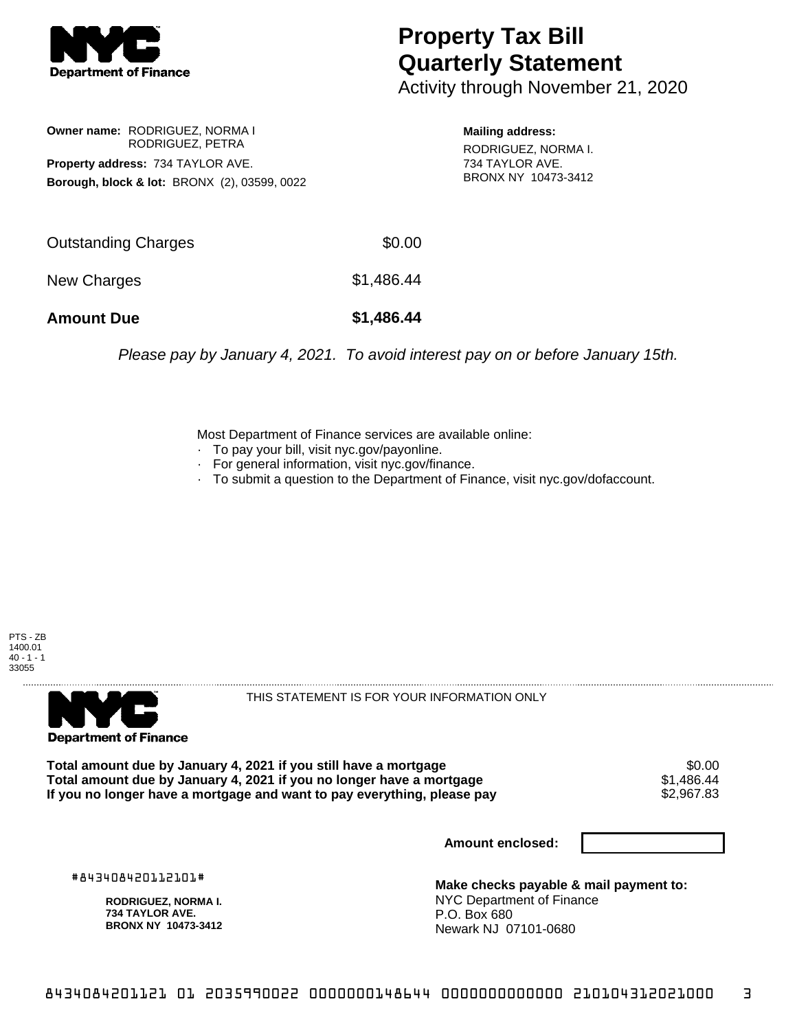# Property Tax Bill Quarterly Statement

Activity through November 21, 2020

**Owner name:** RODRIGUEZ, NORMA I
RODRIGUEZ, PETRA

**Property address:** 734 TAYLOR AVE.

**Borough, block & lot:** BRONX (2), 03599, 0022

**Mailing address:**
RODRIGUEZ, NORMA I.
734 TAYLOR AVE.
BRONX NY 10473-3412

| | |
|---|---|
| Outstanding Charges | $0.00 |
| New Charges | $1,486.44 |
| **Amount Due** | **$1,486.44** |

*Please pay by January 4, 2021. To avoid interest pay on or before January 15th.*

Most Department of Finance services are available online:

- To pay your bill, visit nyc.gov/payonline.
- For general information, visit nyc.gov/finance.
- To submit a question to the Department of Finance, visit nyc.gov/dofaccount.

PTS - ZB
1400.01
40 - 1 - 1
33055

THIS STATEMENT IS FOR YOUR INFORMATION ONLY

| | |
|---|---|
| **Total amount due by January 4, 2021 if you still have a mortgage** | $0.00 |
| **Total amount due by January 4, 2021 if you no longer have a mortgage** | $1,486.44 |
| **If you no longer have a mortgage and want to pay everything, please pay** | $2,967.83 |

**Amount enclosed:**

#843408420112101#

**RODRIGUEZ, NORMA I.**
**734 TAYLOR AVE.**
**BRONX NY 10473-3412**

**Make checks payable & mail payment to:**
NYC Department of Finance
P.O. Box 680
Newark NJ 07101-0680

843408420112101 01 2035990022 0000000148644 0000000000000 210104312021000 3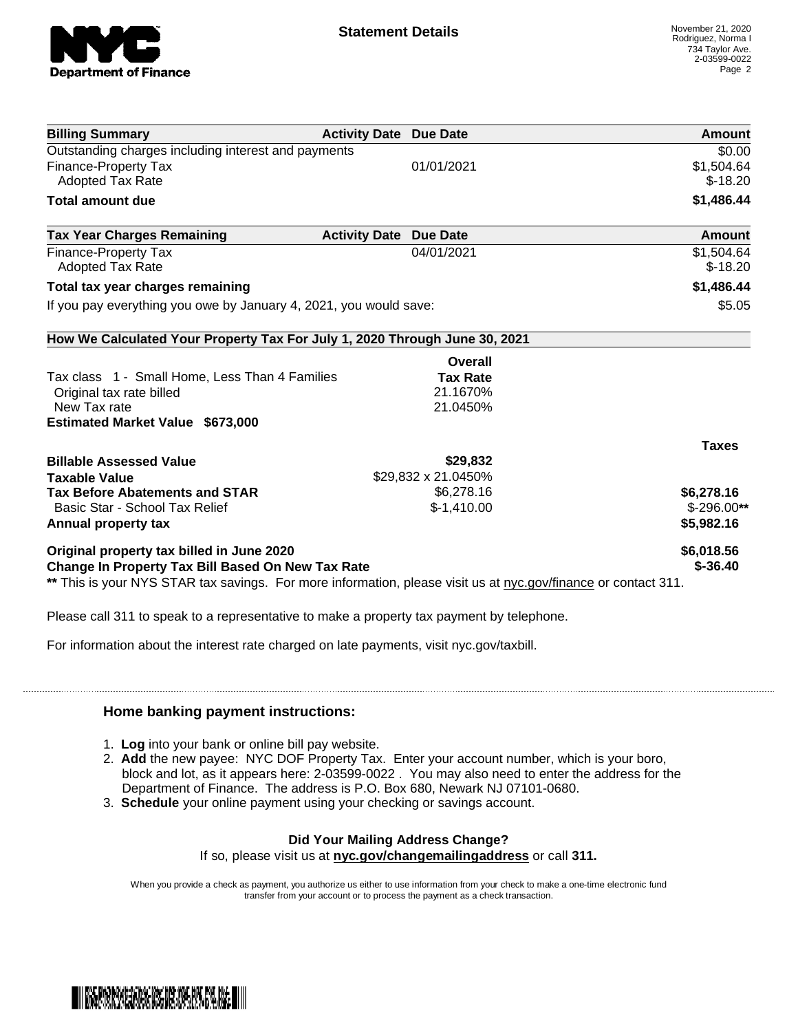# Statement Details

November 21, 2020
Rodriguez, Norma I
734 Taylor Ave.
2-03599-0022

| Billing Summary | Activity Date | Due Date | Amount |
| --- | --- | --- | --- |
| Outstanding charges including interest and payments | | | $0.00 |
| Finance-Property Tax | | 01/01/2021 | $1,504.64 |
| Adopted Tax Rate | | | $-18.20 |
| **Total amount due** | | | **$1,486.44** |

| Tax Year Charges Remaining | Activity Date | Due Date | Amount |
| --- | --- | --- | --- |
| Finance-Property Tax | | 04/01/2021 | $1,504.64 |
| Adopted Tax Rate | | | $-18.20 |
| **Total tax year charges remaining** | | | **$1,486.44** |
| If you pay everything you owe by January 4, 2021, you would save: | | | $5.05 |

## How We Calculated Your Property Tax For July 1, 2020 Through June 30, 2021

| | Overall Tax Rate | |
| --- | --- | --- |
| Tax class 1 - Small Home, Less Than 4 Families | | |
| Original tax rate billed | 21.1670% | |
| New Tax rate | 21.0450% | |
| **Estimated Market Value $673,000** | | |
| | | **Taxes** |
| **Billable Assessed Value** | **$29,832** | |
| **Taxable Value** | $29,832 x 21.0450% | |
| **Tax Before Abatements and STAR** | $6,278.16 | **$6,278.16** |
| Basic Star - School Tax Relief | $-1,410.00 | $-296.00** |
| **Annual property tax** | | **$5,982.16** |
| **Original property tax billed in June 2020** | | **$6,018.56** |
| **Change In Property Tax Bill Based On New Tax Rate** | | **$-36.40** |

** This is your NYS STAR tax savings. For more information, please visit us at nyc.gov/finance or contact 311.

Please call 311 to speak to a representative to make a property tax payment by telephone.

For information about the interest rate charged on late payments, visit nyc.gov/taxbill.

### Home banking payment instructions:

1. **Log** into your bank or online bill pay website.
2. **Add** the new payee: NYC DOF Property Tax. Enter your account number, which is your boro, block and lot, as it appears here: 2-03599-0022 . You may also need to enter the address for the Department of Finance. The address is P.O. Box 680, Newark NJ 07101-0680.
3. **Schedule** your online payment using your checking or savings account.

**Did Your Mailing Address Change?**
If so, please visit us at **nyc.gov/changemailingaddress** or call **311.**

When you provide a check as payment, you authorize us either to use information from your check to make a one-time electronic fund transfer from your account or to process the payment as a check transaction.